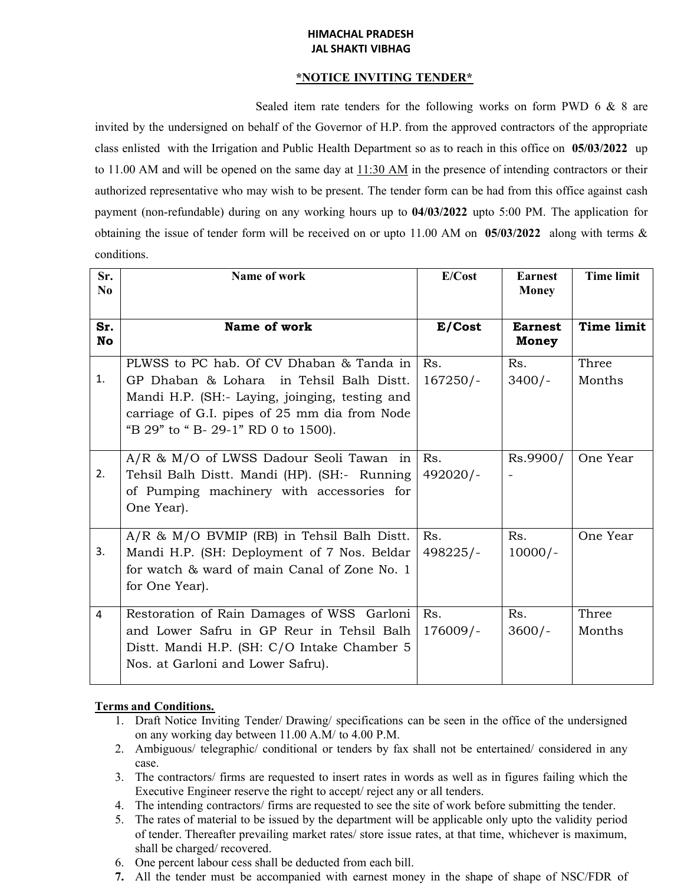**HIMACHAL PRADESH**
**JAL SHAKTI VIBHAG**

**\*NOTICE INVITING TENDER\***

Sealed item rate tenders for the following works on form PWD 6 & 8 are invited by the undersigned on behalf of the Governor of H.P. from the approved contractors of the appropriate class enlisted with the Irrigation and Public Health Department so as to reach in this office on **05/03/2022** up to 11.00 AM and will be opened on the same day at 11:30 AM in the presence of intending contractors or their authorized representative who may wish to be present. The tender form can be had from this office against cash payment (non-refundable) during on any working hours up to **04/03/2022** upto 5:00 PM. The application for obtaining the issue of tender form will be received on or upto 11.00 AM on **05/03/2022** along with terms & conditions.

| Sr. No | Name of work | E/Cost | Earnest Money | Time limit |
|---|---|---|---|---|
| **Sr. No** | **Name of work** | **E/Cost** | **Earnest Money** | **Time limit** |
| 1. | PLWSS to PC hab. Of CV Dhaban & Tanda in GP Dhaban & Lohara in Tehsil Balh Distt. Mandi H.P. (SH:- Laying, joinging, testing and carriage of G.I. pipes of 25 mm dia from Node "B 29" to " B- 29-1" RD 0 to 1500). | Rs. 167250/- | Rs. 3400/- | Three Months |
| 2. | A/R & M/O of LWSS Dadour Seoli Tawan in Tehsil Balh Distt. Mandi (HP). (SH:- Running of Pumping machinery with accessories for One Year). | Rs. 492020/- | Rs.9900/- | One Year |
| 3. | A/R & M/O BVMIP (RB) in Tehsil Balh Distt. Mandi H.P. (SH: Deployment of 7 Nos. Beldar for watch & ward of main Canal of Zone No. 1 for One Year). | Rs. 498225/- | Rs. 10000/- | One Year |
| 4 | Restoration of Rain Damages of WSS Garloni and Lower Safru in GP Reur in Tehsil Balh Distt. Mandi H.P. (SH: C/O Intake Chamber 5 Nos. at Garloni and Lower Safru). | Rs. 176009/- | Rs. 3600/- | Three Months |

**Terms and Conditions.**

1. Draft Notice Inviting Tender/ Drawing/ specifications can be seen in the office of the undersigned on any working day between 11.00 A.M/ to 4.00 P.M.
2. Ambiguous/ telegraphic/ conditional or tenders by fax shall not be entertained/ considered in any case.
3. The contractors/ firms are requested to insert rates in words as well as in figures failing which the Executive Engineer reserve the right to accept/ reject any or all tenders.
4. The intending contractors/ firms are requested to see the site of work before submitting the tender.
5. The rates of material to be issued by the department will be applicable only upto the validity period of tender. Thereafter prevailing market rates/ store issue rates, at that time, whichever is maximum, shall be charged/ recovered.
6. One percent labour cess shall be deducted from each bill.
7. All the tender must be accompanied with earnest money in the shape of shape of NSC/FDR of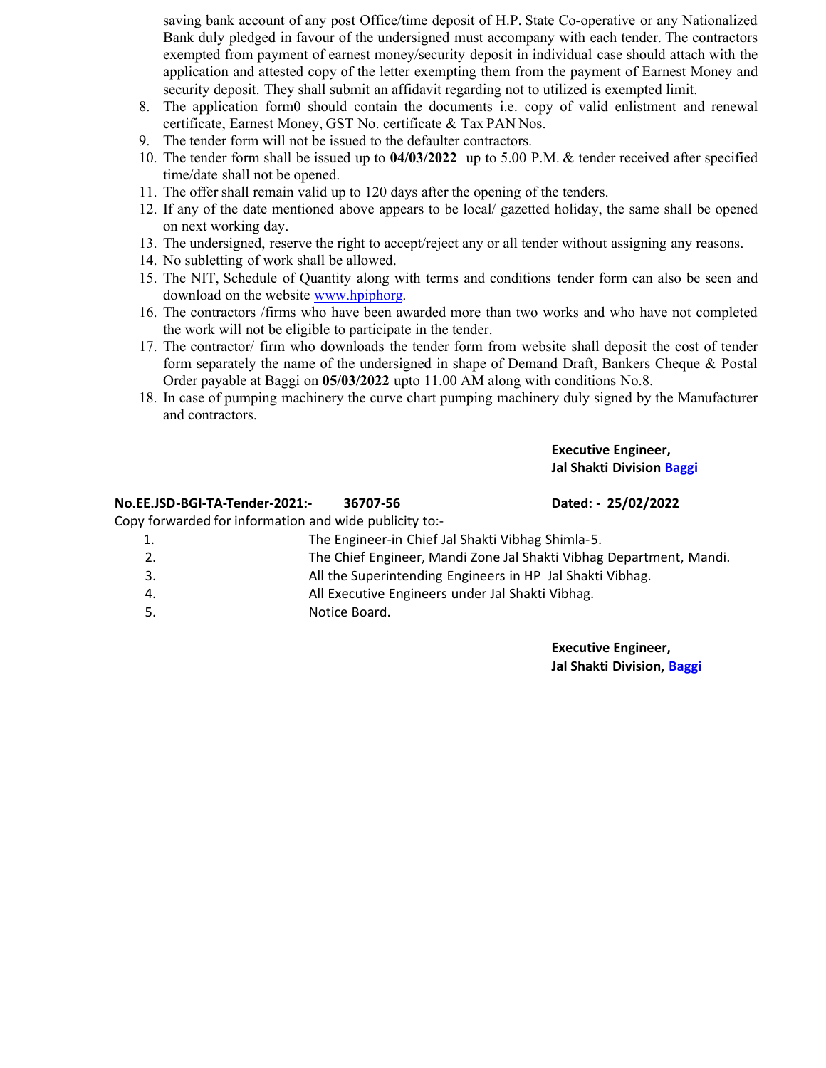saving bank account of any post Office/time deposit of H.P. State Co-operative or any Nationalized Bank duly pledged in favour of the undersigned must accompany with each tender. The contractors exempted from payment of earnest money/security deposit in individual case should attach with the application and attested copy of the letter exempting them from the payment of Earnest Money and security deposit. They shall submit an affidavit regarding not to utilized is exempted limit.

8. The application form0 should contain the documents i.e. copy of valid enlistment and renewal certificate, Earnest Money, GST No. certificate & Tax PAN Nos.
9. The tender form will not be issued to the defaulter contractors.
10. The tender form shall be issued up to **04/03/2022** up to 5.00 P.M. & tender received after specified time/date shall not be opened.
11. The offer shall remain valid up to 120 days after the opening of the tenders.
12. If any of the date mentioned above appears to be local/ gazetted holiday, the same shall be opened on next working day.
13. The undersigned, reserve the right to accept/reject any or all tender without assigning any reasons.
14. No subletting of work shall be allowed.
15. The NIT, Schedule of Quantity along with terms and conditions tender form can also be seen and download on the website www.hpiphorg.
16. The contractors /firms who have been awarded more than two works and who have not completed the work will not be eligible to participate in the tender.
17. The contractor/ firm who downloads the tender form from website shall deposit the cost of tender form separately the name of the undersigned in shape of Demand Draft, Bankers Cheque & Postal Order payable at Baggi on **05/03/2022** upto 11.00 AM along with conditions No.8.
18. In case of pumping machinery the curve chart pumping machinery duly signed by the Manufacturer and contractors.

**Executive Engineer,**
**Jal Shakti Division Baggi**

**No.EE.JSD-BGI-TA-Tender-2021:- 36707-56** **Dated: - 25/02/2022**

Copy forwarded for information and wide publicity to:-

1. The Engineer-in Chief Jal Shakti Vibhag Shimla-5.
2. The Chief Engineer, Mandi Zone Jal Shakti Vibhag Department, Mandi.
3. All the Superintending Engineers in HP Jal Shakti Vibhag.
4. All Executive Engineers under Jal Shakti Vibhag.
5. Notice Board.

**Executive Engineer,**
**Jal Shakti Division, Baggi**